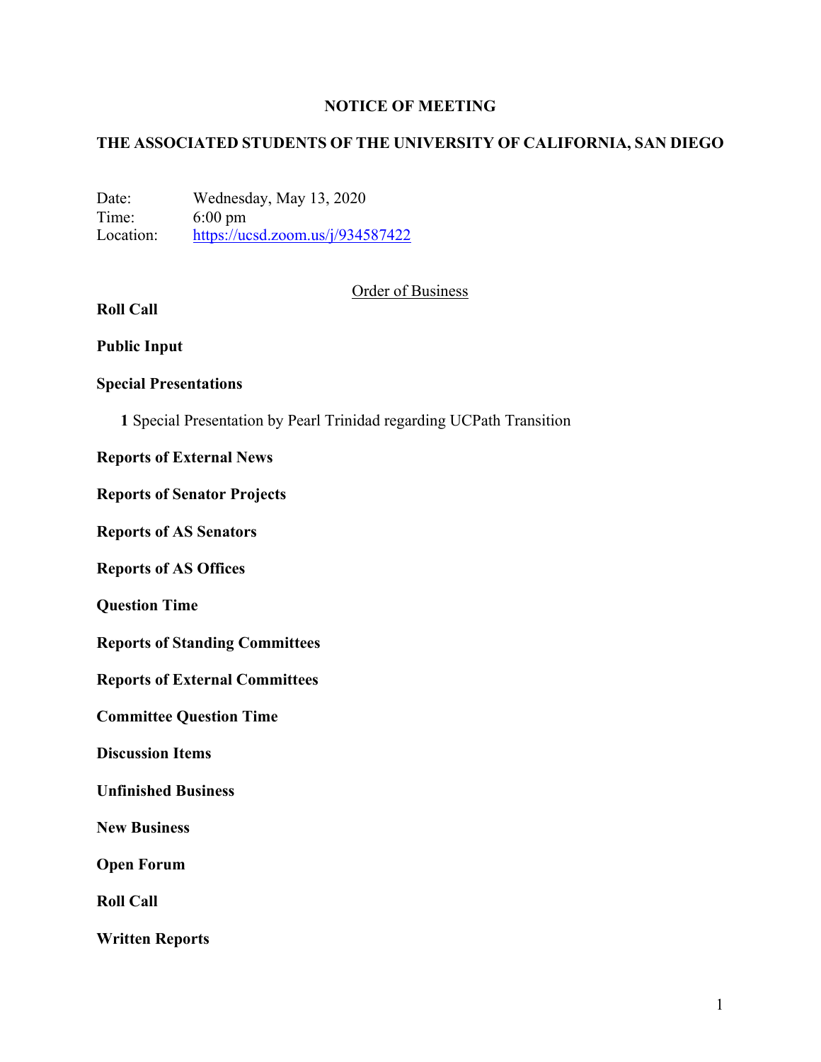# NOTICE OF MEETING

## THE ASSOCIATED STUDENTS OF THE UNIVERSITY OF CALIFORNIA, SAN DIEGO

Date: Wednesday, May 13, 2020
Time: 6:00 pm
Location: https://ucsd.zoom.us/j/934587422

Order of Business

**Roll Call**

**Public Input**

**Special Presentations**

**1** Special Presentation by Pearl Trinidad regarding UCPath Transition

**Reports of External News**

**Reports of Senator Projects**

**Reports of AS Senators**

**Reports of AS Offices**

**Question Time**

**Reports of Standing Committees**

**Reports of External Committees**

**Committee Question Time**

**Discussion Items**

**Unfinished Business**

**New Business**

**Open Forum**

**Roll Call**

**Written Reports**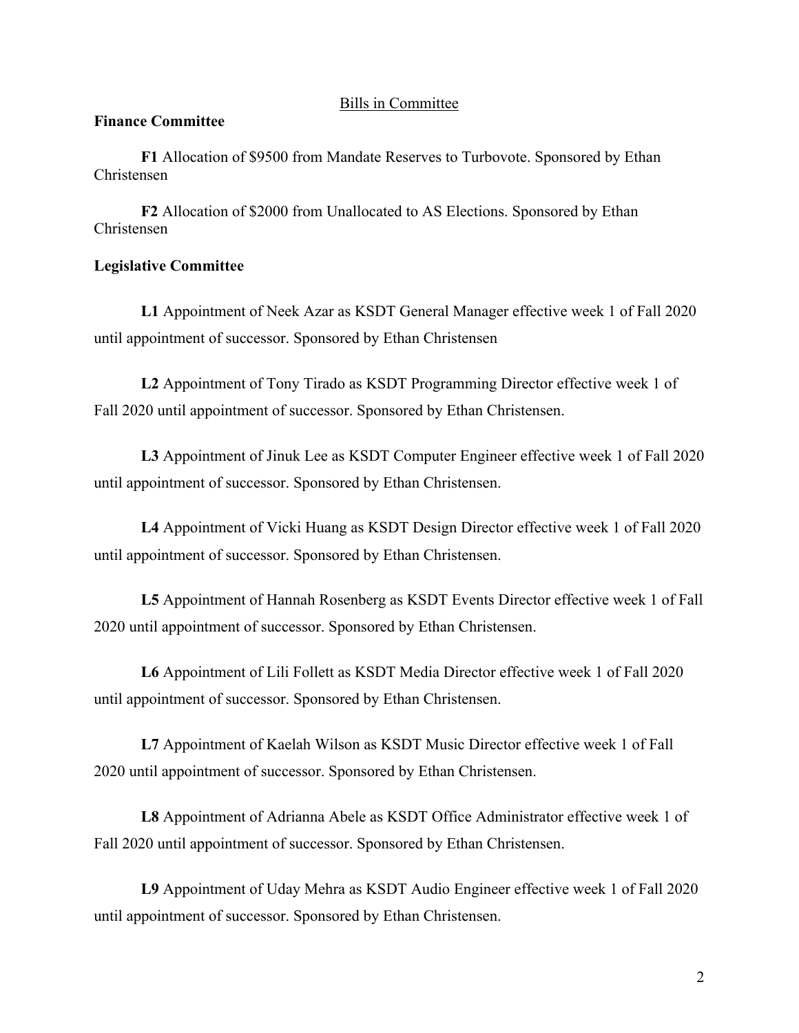## Bills in Committee

**Finance Committee**

**F1** Allocation of $9500 from Mandate Reserves to Turbovote. Sponsored by Ethan Christensen

**F2** Allocation of $2000 from Unallocated to AS Elections. Sponsored by Ethan Christensen

**Legislative Committee**

**L1** Appointment of Neek Azar as KSDT General Manager effective week 1 of Fall 2020 until appointment of successor. Sponsored by Ethan Christensen

**L2** Appointment of Tony Tirado as KSDT Programming Director effective week 1 of Fall 2020 until appointment of successor. Sponsored by Ethan Christensen.

**L3** Appointment of Jinuk Lee as KSDT Computer Engineer effective week 1 of Fall 2020 until appointment of successor. Sponsored by Ethan Christensen.

**L4** Appointment of Vicki Huang as KSDT Design Director effective week 1 of Fall 2020 until appointment of successor. Sponsored by Ethan Christensen.

**L5** Appointment of Hannah Rosenberg as KSDT Events Director effective week 1 of Fall 2020 until appointment of successor. Sponsored by Ethan Christensen.

**L6** Appointment of Lili Follett as KSDT Media Director effective week 1 of Fall 2020 until appointment of successor. Sponsored by Ethan Christensen.

**L7** Appointment of Kaelah Wilson as KSDT Music Director effective week 1 of Fall 2020 until appointment of successor. Sponsored by Ethan Christensen.

**L8** Appointment of Adrianna Abele as KSDT Office Administrator effective week 1 of Fall 2020 until appointment of successor. Sponsored by Ethan Christensen.

**L9** Appointment of Uday Mehra as KSDT Audio Engineer effective week 1 of Fall 2020 until appointment of successor. Sponsored by Ethan Christensen.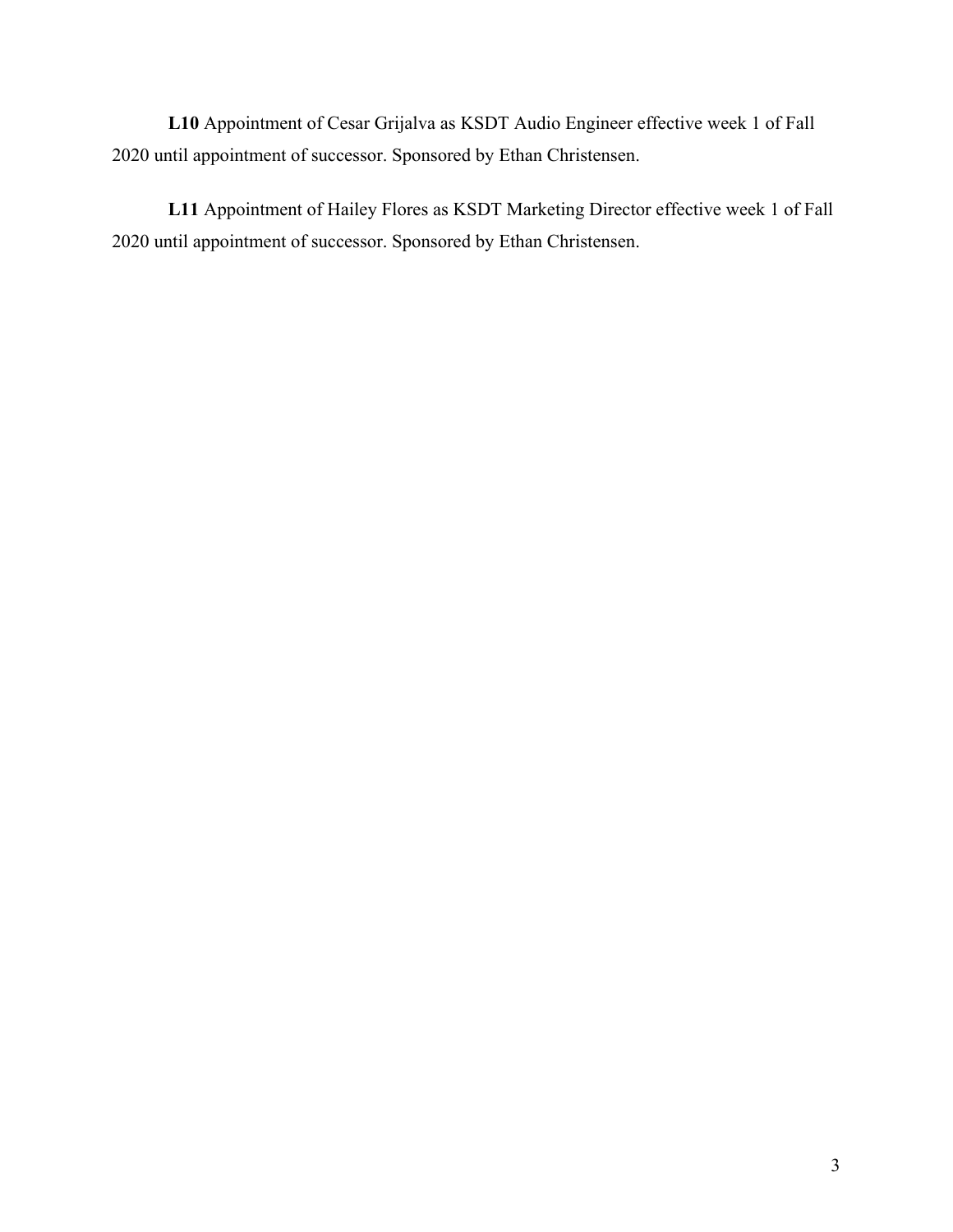**L10** Appointment of Cesar Grijalva as KSDT Audio Engineer effective week 1 of Fall 2020 until appointment of successor. Sponsored by Ethan Christensen.

**L11** Appointment of Hailey Flores as KSDT Marketing Director effective week 1 of Fall 2020 until appointment of successor. Sponsored by Ethan Christensen.